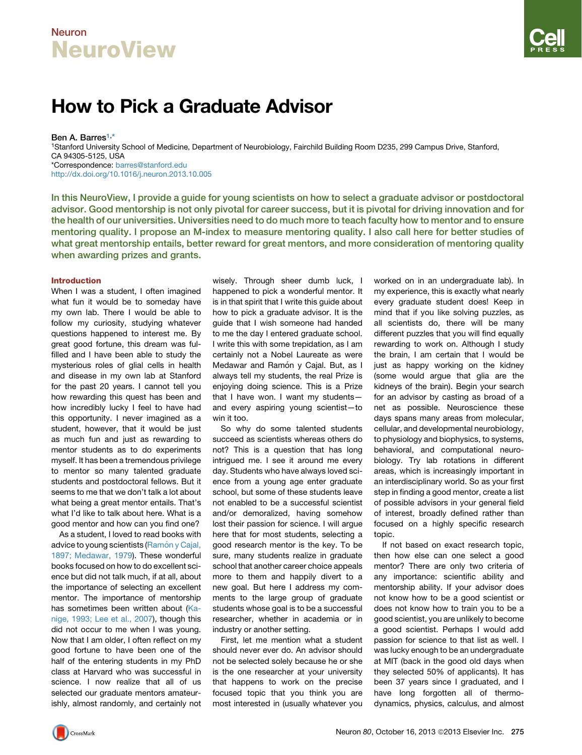# How to Pick a Graduate Advisor

Ben A. Barres[1,*]

[1]Stanford University School of Medicine, Department of Neurobiology, Fairchild Building Room D235, 299 Campus Drive, Stanford, CA 94305-5125, USA

*Correspondence: barres@stanford.edu

http://dx.doi.org/10.1016/j.neuron.2013.10.005

**In this NeuroView, I provide a guide for young scientists on how to select a graduate advisor or postdoctoral advisor. Good mentorship is not only pivotal for career success, but it is pivotal for driving innovation and for the health of our universities. Universities need to do much more to teach faculty how to mentor and to ensure mentoring quality. I propose an M-index to measure mentoring quality. I also call here for better studies of what great mentorship entails, better reward for great mentors, and more consideration of mentoring quality when awarding prizes and grants.**

## Introduction

When I was a student, I often imagined what fun it would be to someday have my own lab. There I would be able to follow my curiosity, studying whatever questions happened to interest me. By great good fortune, this dream was fulfilled and I have been able to study the mysterious roles of glial cells in health and disease in my own lab at Stanford for the past 20 years. I cannot tell you how rewarding this quest has been and how incredibly lucky I feel to have had this opportunity. I never imagined as a student, however, that it would be just as much fun and just as rewarding to mentor students as to do experiments myself. It has been a tremendous privilege to mentor so many talented graduate students and postdoctoral fellows. But it seems to me that we don't talk a lot about what being a great mentor entails. That's what I'd like to talk about here. What is a good mentor and how can you find one?

As a student, I loved to read books with advice to young scientists (Ramón y Cajal, 1897; Medawar, 1979). These wonderful books focused on how to do excellent science but did not talk much, if at all, about the importance of selecting an excellent mentor. The importance of mentorship has sometimes been written about (Kanige, 1993; Lee et al., 2007), though this did not occur to me when I was young. Now that I am older, I often reflect on my good fortune to have been one of the half of the entering students in my PhD class at Harvard who was successful in science. I now realize that all of us selected our graduate mentors amateurishly, almost randomly, and certainly not wisely. Through sheer dumb luck, I happened to pick a wonderful mentor. It is in that spirit that I write this guide about how to pick a graduate advisor. It is the guide that I wish someone had handed to me the day I entered graduate school. I write this with some trepidation, as I am certainly not a Nobel Laureate as were Medawar and Ramón y Cajal. But, as I always tell my students, the real Prize is enjoying doing science. This is a Prize that I have won. I want my students—and every aspiring young scientist—to win it too.

So why do some talented students succeed as scientists whereas others do not? This is a question that has long intrigued me. I see it around me every day. Students who have always loved science from a young age enter graduate school, but some of these students leave not enabled to be a successful scientist and/or demoralized, having somehow lost their passion for science. I will argue here that for most students, selecting a good research mentor is the key. To be sure, many students realize in graduate school that another career choice appeals more to them and happily divert to a new goal. But here I address my comments to the large group of graduate students whose goal is to be a successful researcher, whether in academia or in industry or another setting.

First, let me mention what a student should never ever do. An advisor should not be selected solely because he or she is the one researcher at your university that happens to work on the precise focused topic that you think you are most interested in (usually whatever you worked on in an undergraduate lab). In my experience, this is exactly what nearly every graduate student does! Keep in mind that if you like solving puzzles, as all scientists do, there will be many different puzzles that you will find equally rewarding to work on. Although I study the brain, I am certain that I would be just as happy working on the kidney (some would argue that glia are the kidneys of the brain). Begin your search for an advisor by casting as broad of a net as possible. Neuroscience these days spans many areas from molecular, cellular, and developmental neurobiology, to physiology and biophysics, to systems, behavioral, and computational neurobiology. Try lab rotations in different areas, which is increasingly important in an interdisciplinary world. So as your first step in finding a good mentor, create a list of possible advisors in your general field of interest, broadly defined rather than focused on a highly specific research topic.

If not based on exact research topic, then how else can one select a good mentor? There are only two criteria of any importance: scientific ability and mentorship ability. If your advisor does not know how to be a good scientist or does not know how to train you to be a good scientist, you are unlikely to become a good scientist. Perhaps I would add passion for science to that list as well. I was lucky enough to be an undergraduate at MIT (back in the good old days when they selected 50% of applicants). It has been 37 years since I graduated, and I have long forgotten all of thermodynamics, physics, calculus, and almost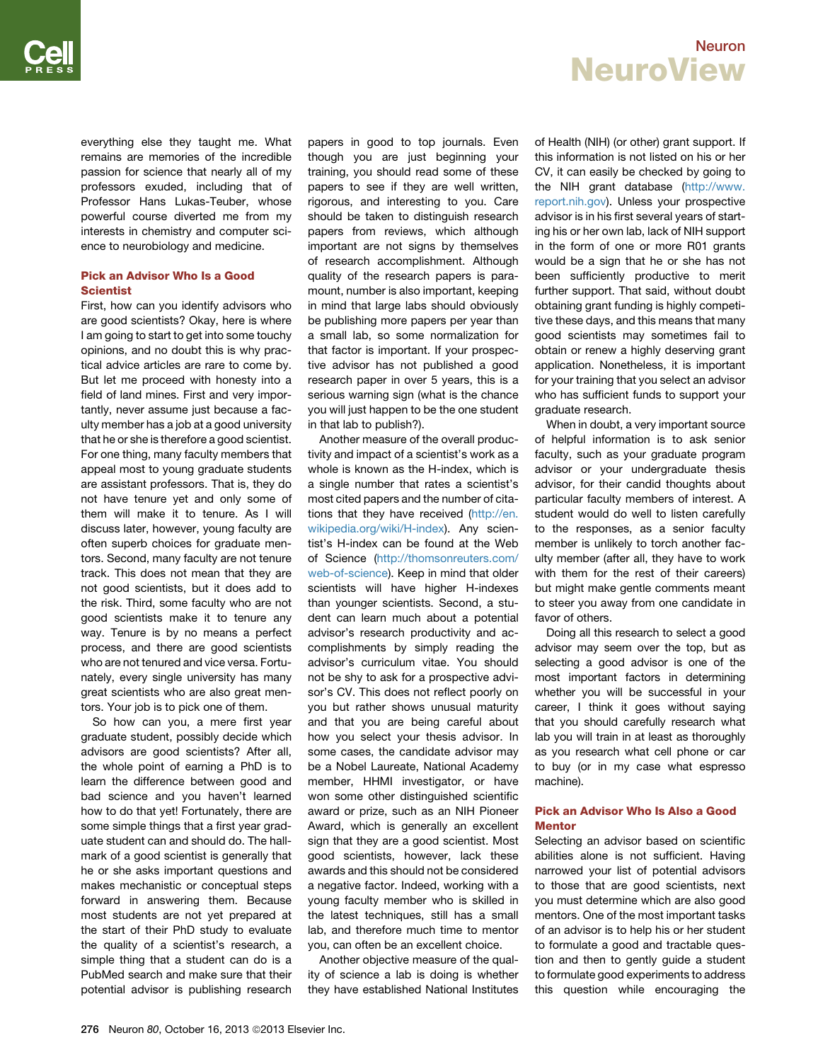everything else they taught me. What remains are memories of the incredible passion for science that nearly all of my professors exuded, including that of Professor Hans Lukas-Teuber, whose powerful course diverted me from my interests in chemistry and computer science to neurobiology and medicine.

## Pick an Advisor Who Is a Good Scientist

First, how can you identify advisors who are good scientists? Okay, here is where I am going to start to get into some touchy opinions, and no doubt this is why practical advice articles are rare to come by. But let me proceed with honesty into a field of land mines. First and very importantly, never assume just because a faculty member has a job at a good university that he or she is therefore a good scientist. For one thing, many faculty members that appeal most to young graduate students are assistant professors. That is, they do not have tenure yet and only some of them will make it to tenure. As I will discuss later, however, young faculty are often superb choices for graduate mentors. Second, many faculty are not tenure track. This does not mean that they are not good scientists, but it does add to the risk. Third, some faculty who are not good scientists make it to tenure any way. Tenure is by no means a perfect process, and there are good scientists who are not tenured and vice versa. Fortunately, every single university has many great scientists who are also great mentors. Your job is to pick one of them.

So how can you, a mere first year graduate student, possibly decide which advisors are good scientists? After all, the whole point of earning a PhD is to learn the difference between good and bad science and you haven't learned how to do that yet! Fortunately, there are some simple things that a first year graduate student can and should do. The hallmark of a good scientist is generally that he or she asks important questions and makes mechanistic or conceptual steps forward in answering them. Because most students are not yet prepared at the start of their PhD study to evaluate the quality of a scientist's research, a simple thing that a student can do is a PubMed search and make sure that their potential advisor is publishing research papers in good to top journals. Even though you are just beginning your training, you should read some of these papers to see if they are well written, rigorous, and interesting to you. Care should be taken to distinguish research papers from reviews, which although important are not signs by themselves of research accomplishment. Although quality of the research papers is paramount, number is also important, keeping in mind that large labs should obviously be publishing more papers per year than a small lab, so some normalization for that factor is important. If your prospective advisor has not published a good research paper in over 5 years, this is a serious warning sign (what is the chance you will just happen to be the one student in that lab to publish?).

Another measure of the overall productivity and impact of a scientist's work as a whole is known as the H-index, which is a single number that rates a scientist's most cited papers and the number of citations that they have received (http://en.wikipedia.org/wiki/H-index). Any scientist's H-index can be found at the Web of Science (http://thomsonreuters.com/web-of-science). Keep in mind that older scientists will have higher H-indexes than younger scientists. Second, a student can learn much about a potential advisor's research productivity and accomplishments by simply reading the advisor's curriculum vitae. You should not be shy to ask for a prospective advisor's CV. This does not reflect poorly on you but rather shows unusual maturity and that you are being careful about how you select your thesis advisor. In some cases, the candidate advisor may be a Nobel Laureate, National Academy member, HHMI investigator, or have won some other distinguished scientific award or prize, such as an NIH Pioneer Award, which is generally an excellent sign that they are a good scientist. Most good scientists, however, lack these awards and this should not be considered a negative factor. Indeed, working with a young faculty member who is skilled in the latest techniques, still has a small lab, and therefore much time to mentor you, can often be an excellent choice.

Another objective measure of the quality of science a lab is doing is whether they have established National Institutes of Health (NIH) (or other) grant support. If this information is not listed on his or her CV, it can easily be checked by going to the NIH grant database (http://www.report.nih.gov). Unless your prospective advisor is in his first several years of starting his or her own lab, lack of NIH support in the form of one or more R01 grants would be a sign that he or she has not been sufficiently productive to merit further support. That said, without doubt obtaining grant funding is highly competitive these days, and this means that many good scientists may sometimes fail to obtain or renew a highly deserving grant application. Nonetheless, it is important for your training that you select an advisor who has sufficient funds to support your graduate research.

When in doubt, a very important source of helpful information is to ask senior faculty, such as your graduate program advisor or your undergraduate thesis advisor, for their candid thoughts about particular faculty members of interest. A student would do well to listen carefully to the responses, as a senior faculty member is unlikely to torch another faculty member (after all, they have to work with them for the rest of their careers) but might make gentle comments meant to steer you away from one candidate in favor of others.

Doing all this research to select a good advisor may seem over the top, but as selecting a good advisor is one of the most important factors in determining whether you will be successful in your career, I think it goes without saying that you should carefully research what lab you will train in at least as thoroughly as you research what cell phone or car to buy (or in my case what espresso machine).

## Pick an Advisor Who Is Also a Good Mentor

Selecting an advisor based on scientific abilities alone is not sufficient. Having narrowed your list of potential advisors to those that are good scientists, next you must determine which are also good mentors. One of the most important tasks of an advisor is to help his or her student to formulate a good and tractable question and then to gently guide a student to formulate good experiments to address this question while encouraging the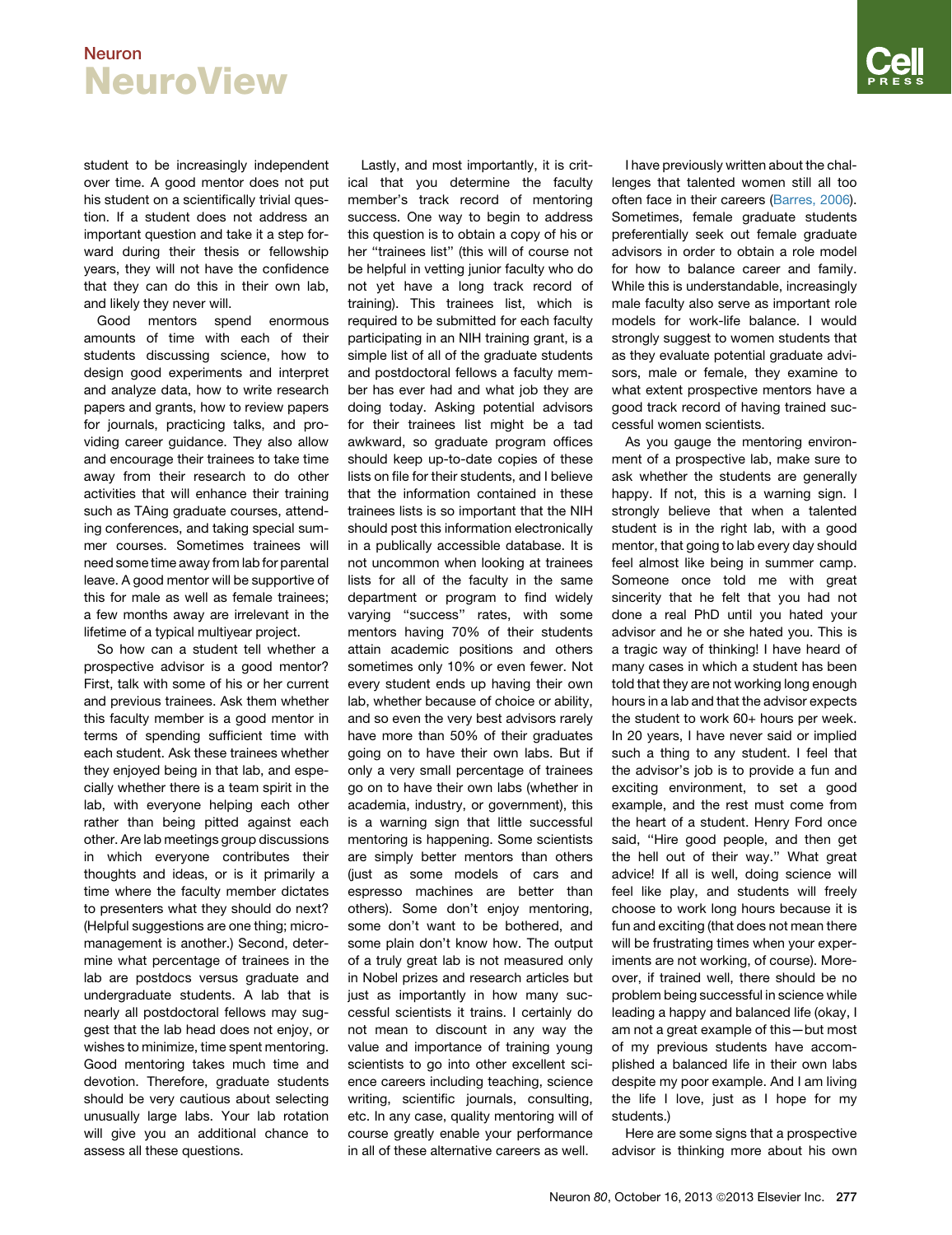student to be increasingly independent over time. A good mentor does not put his student on a scientifically trivial question. If a student does not address an important question and take it a step forward during their thesis or fellowship years, they will not have the confidence that they can do this in their own lab, and likely they never will.

Good mentors spend enormous amounts of time with each of their students discussing science, how to design good experiments and interpret and analyze data, how to write research papers and grants, how to review papers for journals, practicing talks, and providing career guidance. They also allow and encourage their trainees to take time away from their research to do other activities that will enhance their training such as TAing graduate courses, attending conferences, and taking special summer courses. Sometimes trainees will need some time away from lab for parental leave. A good mentor will be supportive of this for male as well as female trainees; a few months away are irrelevant in the lifetime of a typical multiyear project.

So how can a student tell whether a prospective advisor is a good mentor? First, talk with some of his or her current and previous trainees. Ask them whether this faculty member is a good mentor in terms of spending sufficient time with each student. Ask these trainees whether they enjoyed being in that lab, and especially whether there is a team spirit in the lab, with everyone helping each other rather than being pitted against each other. Are lab meetings group discussions in which everyone contributes their thoughts and ideas, or is it primarily a time where the faculty member dictates to presenters what they should do next? (Helpful suggestions are one thing; micromanagement is another.) Second, determine what percentage of trainees in the lab are postdocs versus graduate and undergraduate students. A lab that is nearly all postdoctoral fellows may suggest that the lab head does not enjoy, or wishes to minimize, time spent mentoring. Good mentoring takes much time and devotion. Therefore, graduate students should be very cautious about selecting unusually large labs. Your lab rotation will give you an additional chance to assess all these questions.

Lastly, and most importantly, it is critical that you determine the faculty member's track record of mentoring success. One way to begin to address this question is to obtain a copy of his or her "trainees list" (this will of course not be helpful in vetting junior faculty who do not yet have a long track record of training). This trainees list, which is required to be submitted for each faculty participating in an NIH training grant, is a simple list of all of the graduate students and postdoctoral fellows a faculty member has ever had and what job they are doing today. Asking potential advisors for their trainees list might be a tad awkward, so graduate program offices should keep up-to-date copies of these lists on file for their students, and I believe that the information contained in these trainees lists is so important that the NIH should post this information electronically in a publically accessible database. It is not uncommon when looking at trainees lists for all of the faculty in the same department or program to find widely varying "success" rates, with some mentors having 70% of their students attain academic positions and others sometimes only 10% or even fewer. Not every student ends up having their own lab, whether because of choice or ability, and so even the very best advisors rarely have more than 50% of their graduates going on to have their own labs. But if only a very small percentage of trainees go on to have their own labs (whether in academia, industry, or government), this is a warning sign that little successful mentoring is happening. Some scientists are simply better mentors than others (just as some models of cars and espresso machines are better than others). Some don't enjoy mentoring, some don't want to be bothered, and some plain don't know how. The output of a truly great lab is not measured only in Nobel prizes and research articles but just as importantly in how many successful scientists it trains. I certainly do not mean to discount in any way the value and importance of training young scientists to go into other excellent science careers including teaching, science writing, scientific journals, consulting, etc. In any case, quality mentoring will of course greatly enable your performance in all of these alternative careers as well.

I have previously written about the challenges that talented women still all too often face in their careers (Barres, 2006). Sometimes, female graduate students preferentially seek out female graduate advisors in order to obtain a role model for how to balance career and family. While this is understandable, increasingly male faculty also serve as important role models for work-life balance. I would strongly suggest to women students that as they evaluate potential graduate advisors, male or female, they examine to what extent prospective mentors have a good track record of having trained successful women scientists.

As you gauge the mentoring environment of a prospective lab, make sure to ask whether the students are generally happy. If not, this is a warning sign. I strongly believe that when a talented student is in the right lab, with a good mentor, that going to lab every day should feel almost like being in summer camp. Someone once told me with great sincerity that he felt that you had not done a real PhD until you hated your advisor and he or she hated you. This is a tragic way of thinking! I have heard of many cases in which a student has been told that they are not working long enough hours in a lab and that the advisor expects the student to work 60+ hours per week. In 20 years, I have never said or implied such a thing to any student. I feel that the advisor's job is to provide a fun and exciting environment, to set a good example, and the rest must come from the heart of a student. Henry Ford once said, "Hire good people, and then get the hell out of their way." What great advice! If all is well, doing science will feel like play, and students will freely choose to work long hours because it is fun and exciting (that does not mean there will be frustrating times when your experiments are not working, of course). Moreover, if trained well, there should be no problem being successful in science while leading a happy and balanced life (okay, I am not a great example of this—but most of my previous students have accomplished a balanced life in their own labs despite my poor example. And I am living the life I love, just as I hope for my students.)

Here are some signs that a prospective advisor is thinking more about his own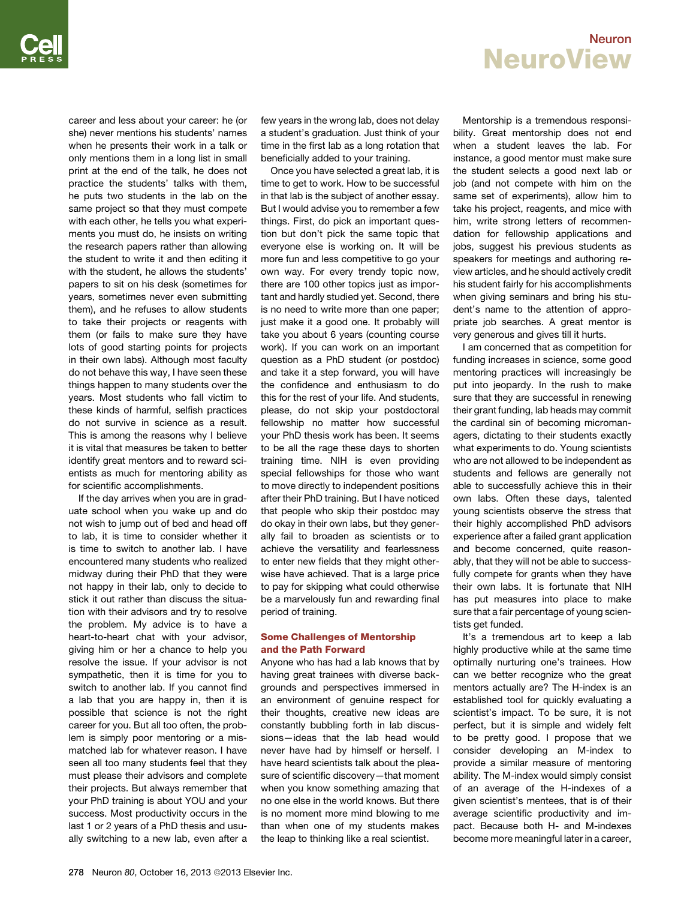career and less about your career: he (or she) never mentions his students' names when he presents their work in a talk or only mentions them in a long list in small print at the end of the talk, he does not practice the students' talks with them, he puts two students in the lab on the same project so that they must compete with each other, he tells you what experiments you must do, he insists on writing the research papers rather than allowing the student to write it and then editing it with the student, he allows the students' papers to sit on his desk (sometimes for years, sometimes never even submitting them), and he refuses to allow students to take their projects or reagents with them (or fails to make sure they have lots of good starting points for projects in their own labs). Although most faculty do not behave this way, I have seen these things happen to many students over the years. Most students who fall victim to these kinds of harmful, selfish practices do not survive in science as a result. This is among the reasons why I believe it is vital that measures be taken to better identify great mentors and to reward scientists as much for mentoring ability as for scientific accomplishments.

If the day arrives when you are in graduate school when you wake up and do not wish to jump out of bed and head off to lab, it is time to consider whether it is time to switch to another lab. I have encountered many students who realized midway during their PhD that they were not happy in their lab, only to decide to stick it out rather than discuss the situation with their advisors and try to resolve the problem. My advice is to have a heart-to-heart chat with your advisor, giving him or her a chance to help you resolve the issue. If your advisor is not sympathetic, then it is time for you to switch to another lab. If you cannot find a lab that you are happy in, then it is possible that science is not the right career for you. But all too often, the problem is simply poor mentoring or a mismatched lab for whatever reason. I have seen all too many students feel that they must please their advisors and complete their projects. But always remember that your PhD training is about YOU and your success. Most productivity occurs in the last 1 or 2 years of a PhD thesis and usually switching to a new lab, even after a few years in the wrong lab, does not delay a student's graduation. Just think of your time in the first lab as a long rotation that beneficially added to your training.

Once you have selected a great lab, it is time to get to work. How to be successful in that lab is the subject of another essay. But I would advise you to remember a few things. First, do pick an important question but don't pick the same topic that everyone else is working on. It will be more fun and less competitive to go your own way. For every trendy topic now, there are 100 other topics just as important and hardly studied yet. Second, there is no need to write more than one paper; just make it a good one. It probably will take you about 6 years (counting course work). If you can work on an important question as a PhD student (or postdoc) and take it a step forward, you will have the confidence and enthusiasm to do this for the rest of your life. And students, please, do not skip your postdoctoral fellowship no matter how successful your PhD thesis work has been. It seems to be all the rage these days to shorten training time. NIH is even providing special fellowships for those who want to move directly to independent positions after their PhD training. But I have noticed that people who skip their postdoc may do okay in their own labs, but they generally fail to broaden as scientists or to achieve the versatility and fearlessness to enter new fields that they might otherwise have achieved. That is a large price to pay for skipping what could otherwise be a marvelously fun and rewarding final period of training.

## Some Challenges of Mentorship and the Path Forward

Anyone who has had a lab knows that by having great trainees with diverse backgrounds and perspectives immersed in an environment of genuine respect for their thoughts, creative new ideas are constantly bubbling forth in lab discussions—ideas that the lab head would never have had by himself or herself. I have heard scientists talk about the pleasure of scientific discovery—that moment when you know something amazing that no one else in the world knows. But there is no moment more mind blowing to me than when one of my students makes the leap to thinking like a real scientist.

Mentorship is a tremendous responsibility. Great mentorship does not end when a student leaves the lab. For instance, a good mentor must make sure the student selects a good next lab or job (and not compete with him on the same set of experiments), allow him to take his project, reagents, and mice with him, write strong letters of recommendation for fellowship applications and jobs, suggest his previous students as speakers for meetings and authoring review articles, and he should actively credit his student fairly for his accomplishments when giving seminars and bring his student's name to the attention of appropriate job searches. A great mentor is very generous and gives till it hurts.

I am concerned that as competition for funding increases in science, some good mentoring practices will increasingly be put into jeopardy. In the rush to make sure that they are successful in renewing their grant funding, lab heads may commit the cardinal sin of becoming micromanagers, dictating to their students exactly what experiments to do. Young scientists who are not allowed to be independent as students and fellows are generally not able to successfully achieve this in their own labs. Often these days, talented young scientists observe the stress that their highly accomplished PhD advisors experience after a failed grant application and become concerned, quite reasonably, that they will not be able to successfully compete for grants when they have their own labs. It is fortunate that NIH has put measures into place to make sure that a fair percentage of young scientists get funded.

It's a tremendous art to keep a lab highly productive while at the same time optimally nurturing one's trainees. How can we better recognize who the great mentors actually are? The H-index is an established tool for quickly evaluating a scientist's impact. To be sure, it is not perfect, but it is simple and widely felt to be pretty good. I propose that we consider developing an M-index to provide a similar measure of mentoring ability. The M-index would simply consist of an average of the H-indexes of a given scientist's mentees, that is of their average scientific productivity and impact. Because both H- and M-indexes become more meaningful later in a career,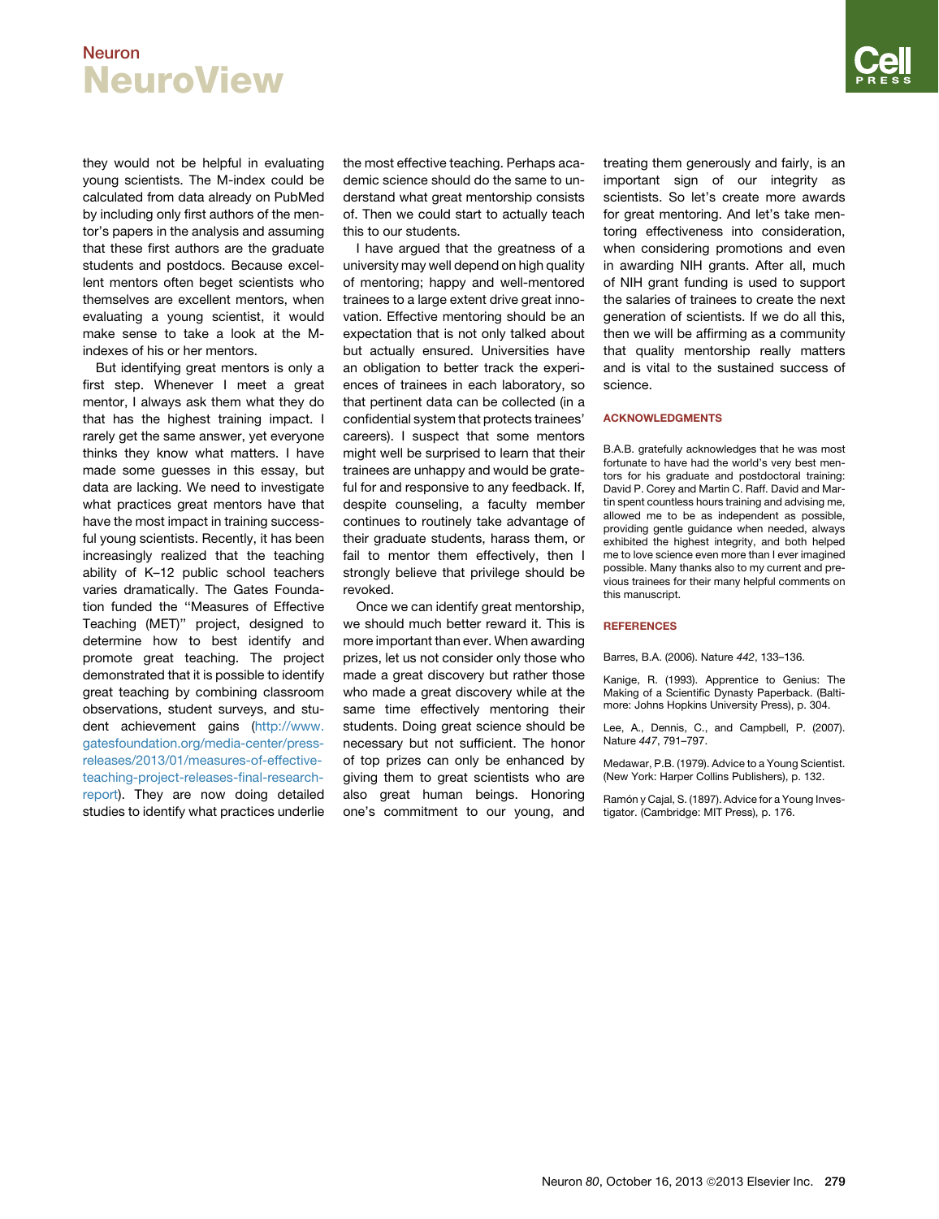they would not be helpful in evaluating young scientists. The M-index could be calculated from data already on PubMed by including only first authors of the mentor's papers in the analysis and assuming that these first authors are the graduate students and postdocs. Because excellent mentors often beget scientists who themselves are excellent mentors, when evaluating a young scientist, it would make sense to take a look at the M-indexes of his or her mentors.

But identifying great mentors is only a first step. Whenever I meet a great mentor, I always ask them what they do that has the highest training impact. I rarely get the same answer, yet everyone thinks they know what matters. I have made some guesses in this essay, but data are lacking. We need to investigate what practices great mentors have that have the most impact in training successful young scientists. Recently, it has been increasingly realized that the teaching ability of K–12 public school teachers varies dramatically. The Gates Foundation funded the ''Measures of Effective Teaching (MET)'' project, designed to determine how to best identify and promote great teaching. The project demonstrated that it is possible to identify great teaching by combining classroom observations, student surveys, and student achievement gains (http://www.gatesfoundation.org/media-center/press-releases/2013/01/measures-of-effective-teaching-project-releases-final-research-report). They are now doing detailed studies to identify what practices underlie the most effective teaching. Perhaps academic science should do the same to understand what great mentorship consists of. Then we could start to actually teach this to our students.

I have argued that the greatness of a university may well depend on high quality of mentoring; happy and well-mentored trainees to a large extent drive great innovation. Effective mentoring should be an expectation that is not only talked about but actually ensured. Universities have an obligation to better track the experiences of trainees in each laboratory, so that pertinent data can be collected (in a confidential system that protects trainees' careers). I suspect that some mentors might well be surprised to learn that their trainees are unhappy and would be grateful for and responsive to any feedback. If, despite counseling, a faculty member continues to routinely take advantage of their graduate students, harass them, or fail to mentor them effectively, then I strongly believe that privilege should be revoked.

Once we can identify great mentorship, we should much better reward it. This is more important than ever. When awarding prizes, let us not consider only those who made a great discovery but rather those who made a great discovery while at the same time effectively mentoring their students. Doing great science should be necessary but not sufficient. The honor of top prizes can only be enhanced by giving them to great scientists who are also great human beings. Honoring one's commitment to our young, and treating them generously and fairly, is an important sign of our integrity as scientists. So let's create more awards for great mentoring. And let's take mentoring effectiveness into consideration, when considering promotions and even in awarding NIH grants. After all, much of NIH grant funding is used to support the salaries of trainees to create the next generation of scientists. If we do all this, then we will be affirming as a community that quality mentorship really matters and is vital to the sustained success of science.

## ACKNOWLEDGMENTS

B.A.B. gratefully acknowledges that he was most fortunate to have had the world's very best mentors for his graduate and postdoctoral training: David P. Corey and Martin C. Raff. David and Martin spent countless hours training and advising me, allowed me to be as independent as possible, providing gentle guidance when needed, always exhibited the highest integrity, and both helped me to love science even more than I ever imagined possible. Many thanks also to my current and previous trainees for their many helpful comments on this manuscript.

## REFERENCES

Barres, B.A. (2006). Nature *442*, 133–136.

Kanige, R. (1993). Apprentice to Genius: The Making of a Scientific Dynasty Paperback. (Baltimore: Johns Hopkins University Press), p. 304.

Lee, A., Dennis, C., and Campbell, P. (2007). Nature *447*, 791–797.

Medawar, P.B. (1979). Advice to a Young Scientist. (New York: Harper Collins Publishers), p. 132.

Ramón y Cajal, S. (1897). Advice for a Young Investigator. (Cambridge: MIT Press), p. 176.